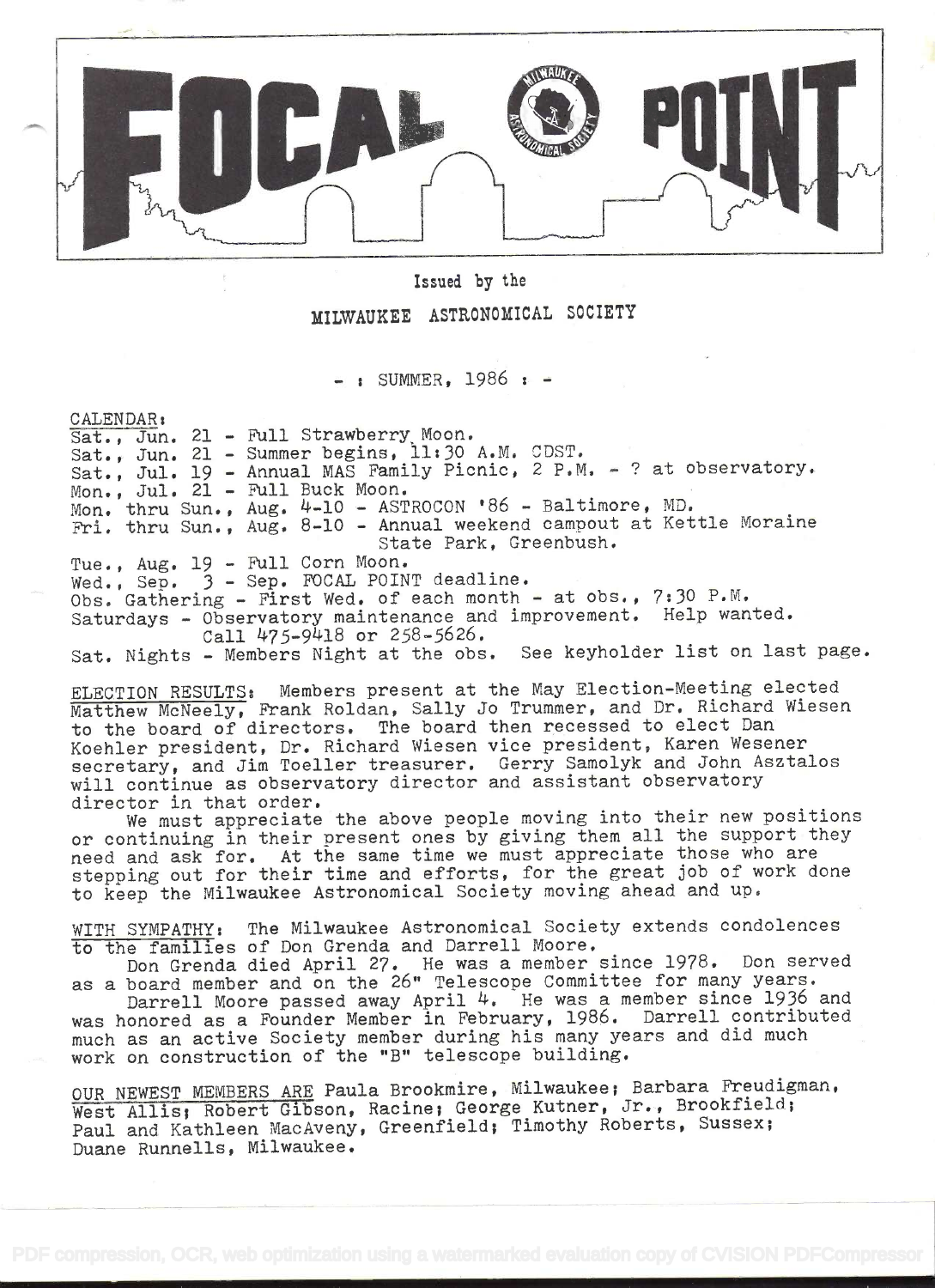# FOCAL POINT

Issued by the

MILWAUKEE ASTRONOMICAL SOCIETY

- : SUMMER, 1986 : -

CALENDAR:

Sat., Jun. 21 - Full Strawberry Moon.
Sat., Jun. 21 - Summer begins, 11:30 A.M. CDST.
Sat., Jul. 19 - Annual MAS Family Picnic, 2 P.M. - ? at observatory.
Mon., Jul. 21 - Full Buck Moon.
Mon. thru Sun., Aug. 4-10 - ASTROCON '86 - Baltimore, MD.
Fri. thru Sun., Aug. 8-10 - Annual weekend campout at Kettle Moraine State Park, Greenbush.
Tue., Aug. 19 - Full Corn Moon.
Wed., Sep. 3 - Sep. FOCAL POINT deadline.
Obs. Gathering - First Wed. of each month - at obs., 7:30 P.M.
Saturdays - Observatory maintenance and improvement. Help wanted. Call 475-9418 or 258-5626.
Sat. Nights - Members Night at the obs. See keyholder list on last page.

ELECTION RESULTS: Members present at the May Election-Meeting elected Matthew McNeely, Frank Roldan, Sally Jo Trummer, and Dr. Richard Wiesen to the board of directors. The board then recessed to elect Dan Koehler president, Dr. Richard Wiesen vice president, Karen Wesener secretary, and Jim Toeller treasurer. Gerry Samolyk and John Asztalos will continue as observatory director and assistant observatory director in that order.

We must appreciate the above people moving into their new positions or continuing in their present ones by giving them all the support they need and ask for. At the same time we must appreciate those who are stepping out for their time and efforts, for the great job of work done to keep the Milwaukee Astronomical Society moving ahead and up.

WITH SYMPATHY: The Milwaukee Astronomical Society extends condolences to the families of Don Grenda and Darrell Moore.

Don Grenda died April 27. He was a member since 1978. Don served as a board member and on the 26" Telescope Committee for many years.

Darrell Moore passed away April 4. He was a member since 1936 and was honored as a Founder Member in February, 1986. Darrell contributed much as an active Society member during his many years and did much work on construction of the "B" telescope building.

OUR NEWEST MEMBERS ARE Paula Brookmire, Milwaukee; Barbara Freudigman, West Allis; Robert Gibson, Racine; George Kutner, Jr., Brookfield; Paul and Kathleen MacAveny, Greenfield; Timothy Roberts, Sussex; Duane Runnells, Milwaukee.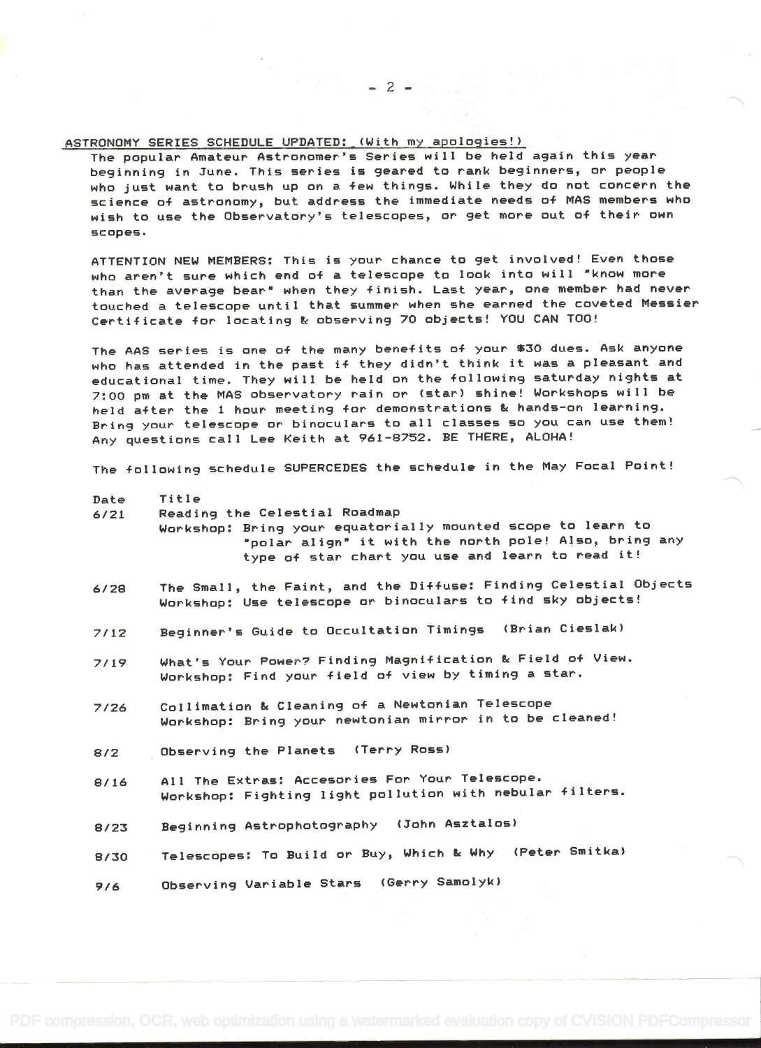ASTRONOMY SERIES SCHEDULE UPDATED: (With my apologies!)

The popular Amateur Astronomer's Series will be held again this year beginning in June. This series is geared to rank beginners, or people who just want to brush up on a few things. While they do not concern the science of astronomy, but address the immediate needs of MAS members who wish to use the Observatory's telescopes, or get more out of their own scopes.

ATTENTION NEW MEMBERS: This is your chance to get involved! Even those who aren't sure which end of a telescope to look into will "know more than the average bear" when they finish. Last year, one member had never touched a telescope until that summer when she earned the coveted Messier Certificate for locating & observing 70 objects! YOU CAN TOO!

The AAS series is one of the many benefits of your $30 dues. Ask anyone who has attended in the past if they didn't think it was a pleasant and educational time. They will be held on the following saturday nights at 7:00 pm at the MAS observatory rain or (star) shine! Workshops will be held after the 1 hour meeting for demonstrations & hands-on learning. Bring your telescope or binoculars to all classes so you can use them! Any questions call Lee Keith at 961-8752. BE THERE, ALOHA!

The following schedule SUPERCEDES the schedule in the May Focal Point!

| Date | Title |
|---|---|
| 6/21 | Reading the Celestial Roadmap<br>Workshop: Bring your equatorially mounted scope to learn to "polar align" it with the north pole! Also, bring any type of star chart you use and learn to read it! |
| 6/28 | The Small, the Faint, and the Diffuse: Finding Celestial Objects<br>Workshop: Use telescope or binoculars to find sky objects! |
| 7/12 | Beginner's Guide to Occultation Timings (Brian Cieslak) |
| 7/19 | What's Your Power? Finding Magnification & Field of View.<br>Workshop: Find your field of view by timing a star. |
| 7/26 | Collimation & Cleaning of a Newtonian Telescope<br>Workshop: Bring your newtonian mirror in to be cleaned! |
| 8/2 | Observing the Planets (Terry Ross) |
| 8/16 | All The Extras: Accesories For Your Telescope.<br>Workshop: Fighting light pollution with nebular filters. |
| 8/23 | Beginning Astrophotography (John Asztalos) |
| 8/30 | Telescopes: To Build or Buy, Which & Why (Peter Smitka) |
| 9/6 | Observing Variable Stars (Gerry Samolyk) |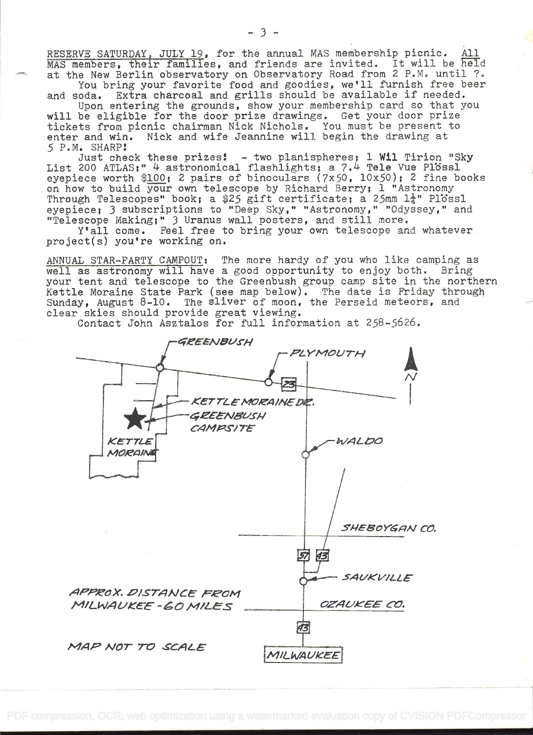RESERVE SATURDAY, JULY 19, for the annual MAS membership picnic. All MAS members, their families, and friends are invited. It will be held at the New Berlin observatory on Observatory Road from 2 P.M. until ?.

You bring your favorite food and goodies, we'll furnish free beer and soda. Extra charcoal and grills should be available if needed.

Upon entering the grounds, show your membership card so that you will be eligible for the door prize drawings. Get your door prize tickets from picnic chairman Nick Nichols. You must be present to enter and win. Nick and wife Jeannine will begin the drawing at 5 P.M. SHARP!

Just check these prizes! - two planispheres; 1 Wil Tirion "Sky List 200 ATLAS;" 4 astronomical flashlights; a 7.4 Tele Vue Plössl eyepiece worth $100; 2 pairs of binoculars (7x50, 10x50); 2 fine books on how to build your own telescope by Richard Berry; 1 "Astronomy Through Telescopes" book; a $25 gift certificate; a 25mm 1¼" Plössl eyepiece; 3 subscriptions to "Deep Sky," "Astronomy," "Odyssey," and "Telescope Making;" 3 Uranus wall posters, and still more.

Y'all come. Feel free to bring your own telescope and whatever project(s) you're working on.

ANNUAL STAR-PARTY CAMPOUT: The more hardy of you who like camping as well as astronomy will have a good opportunity to enjoy both. Bring your tent and telescope to the Greenbush group camp site in the northern Kettle Moraine State Park (see map below). The date is Friday through Sunday, August 8-10. The sliver of moon, the Perseid meteors, and clear skies should provide great viewing.

Contact John Asztalos for full information at 258-5626.

GREENBUSH
PLYMOUTH
23
N
KETTLE MORAINE DR.
GREENBUSH CAMPSITE
KETTLE MORAINE
WALDO
SHEBOYGAN CO.
57 43
SAUKVILLE
APPROX. DISTANCE FROM MILWAUKEE - 60 MILES
OZAUKEE CO.
43
MAP NOT TO SCALE
MILWAUKEE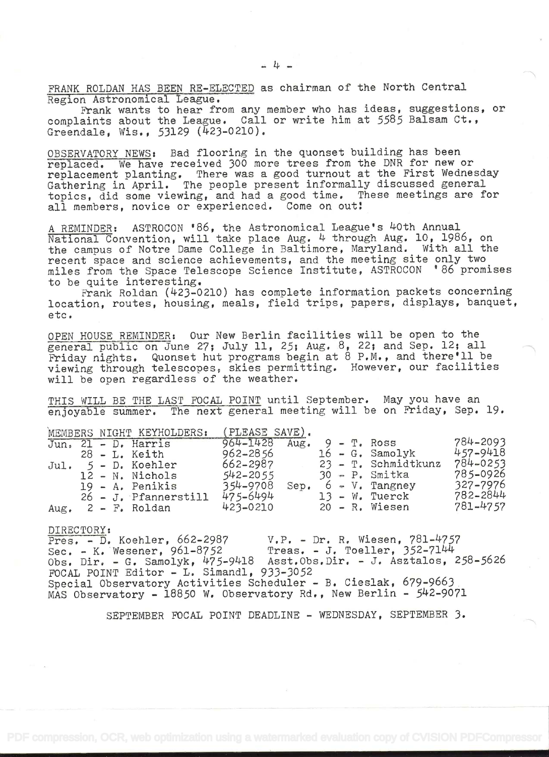FRANK ROLDAN HAS BEEN RE-ELECTED as chairman of the North Central Region Astronomical League.

Frank wants to hear from any member who has ideas, suggestions, or complaints about the League. Call or write him at 5585 Balsam Ct., Greendale, Wis., 53129 (423-0210).

OBSERVATORY NEWS: Bad flooring in the quonset building has been replaced. We have received 300 more trees from the DNR for new or replacement planting. There was a good turnout at the First Wednesday Gathering in April. The people present informally discussed general topics, did some viewing, and had a good time. These meetings are for all members, novice or experienced. Come on out!

A REMINDER: ASTROCON '86, the Astronomical League's 40th Annual National Convention, will take place Aug. 4 through Aug. 10, 1986, on the campus of Notre Dame College in Baltimore, Maryland. With all the recent space and science achievements, and the meeting site only two miles from the Space Telescope Science Institute, ASTROCON '86 promises to be quite interesting.

Frank Roldan (423-0210) has complete information packets concerning location, routes, housing, meals, field trips, papers, displays, banquet, etc.

OPEN HOUSE REMINDER: Our New Berlin facilities will be open to the general public on June 27; July 11, 25; Aug. 8, 22; and Sep. 12; all Friday nights. Quonset hut programs begin at 8 P.M., and there'll be viewing through telescopes, skies permitting. However, our facilities will be open regardless of the weather.

THIS WILL BE THE LAST FOCAL POINT until September. May you have an enjoyable summer. The next general meeting will be on Friday, Sep. 19.

MEMBERS NIGHT KEYHOLDERS: (PLEASE SAVE).

| | | | | | |
|---|---|---|---|---|---|
| Jun. 21 | D. Harris | 964-1428 | Aug. 9 | T. Ross | 784-2093 |
| 28 | L. Keith | 962-2856 | 16 | G. Samolyk | 457-9418 |
| Jul. 5 | D. Koehler | 662-2987 | 23 | T. Schmidtkunz | 784-0253 |
| 12 | N. Nichols | 542-2055 | 30 | P. Smitka | 785-0926 |
| 19 | A. Penikis | 354-9708 | Sep. 6 | V. Tangney | 327-7976 |
| 26 | J. Pfannerstill | 475-6494 | 13 | W. Tuerck | 782-2844 |
| Aug. 2 | F. Roldan | 423-0210 | 20 | R. Wiesen | 781-4757 |

DIRECTORY:
Pres. - D. Koehler, 662-2987 V.P. - Dr. R. Wiesen, 781-4757
Sec. - K. Wesener, 961-8752 Treas. - J. Toeller, 352-7144
Obs. Dir. - G. Samolyk, 475-9418 Asst.Obs.Dir. - J. Asztalos, 258-5626
FOCAL POINT Editor - L. Simandl, 933-3052
Special Observatory Activities Scheduler - B. Cieslak, 679-9663
MAS Observatory - 18850 W. Observatory Rd., New Berlin - 542-9071

SEPTEMBER FOCAL POINT DEADLINE - WEDNESDAY, SEPTEMBER 3.